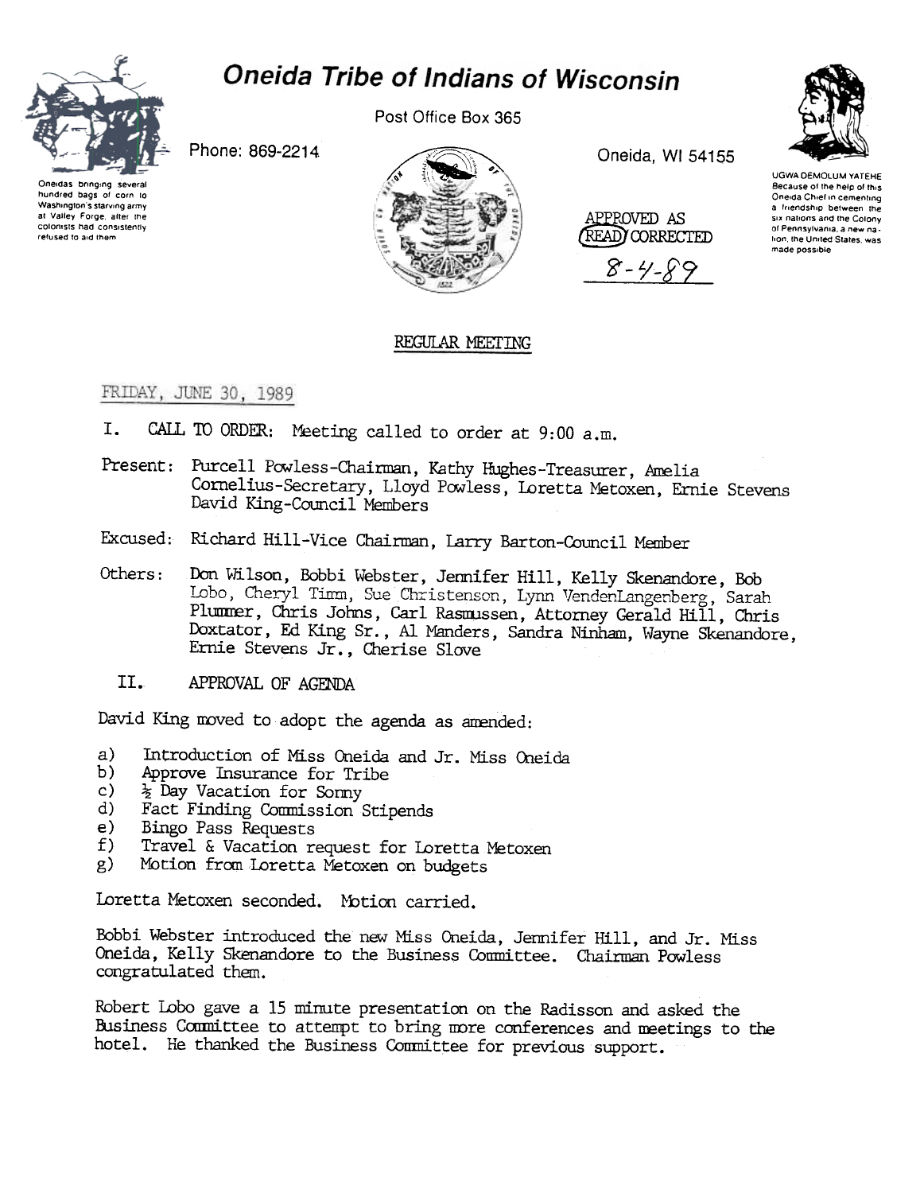# Oneida Tribe of Indians of Wisconsin

Post Office Box 365

Phone: 869-2214

Oneida, WI 54155

Oneidas bringing several hundred bags of corn to Washington's starving army at Valley Forge, after the colonists had consistently refused to aid them

UGWA DEMOLUM YATEHE Because of the help of this Oneida Chief in cementing a friendship between the six nations and the Colony of Pennsylvania, a new nation, the United States, was made possible

APPROVED AS READ/CORRECTED
8-4-89

## REGULAR MEETING

FRIDAY, JUNE 30, 1989

I. CALL TO ORDER: Meeting called to order at 9:00 a.m.

Present: Purcell Powless-Chairman, Kathy Hughes-Treasurer, Amelia Cornelius-Secretary, Lloyd Powless, Loretta Metoxen, Ernie Stevens David King-Council Members

Excused: Richard Hill-Vice Chairman, Larry Barton-Council Member

Others: Don Wilson, Bobbi Webster, Jennifer Hill, Kelly Skenandore, Bob Lobo, Cheryl Timm, Sue Christenson, Lynn VendenLangenberg, Sarah Plummer, Chris Johns, Carl Rasmussen, Attorney Gerald Hill, Chris Doxtator, Ed King Sr., Al Manders, Sandra Ninham, Wayne Skenandore, Ernie Stevens Jr., Cherise Slove

II. APPROVAL OF AGENDA

David King moved to adopt the agenda as amended:

a) Introduction of Miss Oneida and Jr. Miss Oneida
b) Approve Insurance for Tribe
c) ½ Day Vacation for Sonny
d) Fact Finding Commission Stipends
e) Bingo Pass Requests
f) Travel & Vacation request for Loretta Metoxen
g) Motion from Loretta Metoxen on budgets

Loretta Metoxen seconded. Motion carried.

Bobbi Webster introduced the new Miss Oneida, Jennifer Hill, and Jr. Miss Oneida, Kelly Skenandore to the Business Committee. Chairman Powless congratulated them.

Robert Lobo gave a 15 minute presentation on the Radisson and asked the Business Committee to attempt to bring more conferences and meetings to the hotel. He thanked the Business Committee for previous support.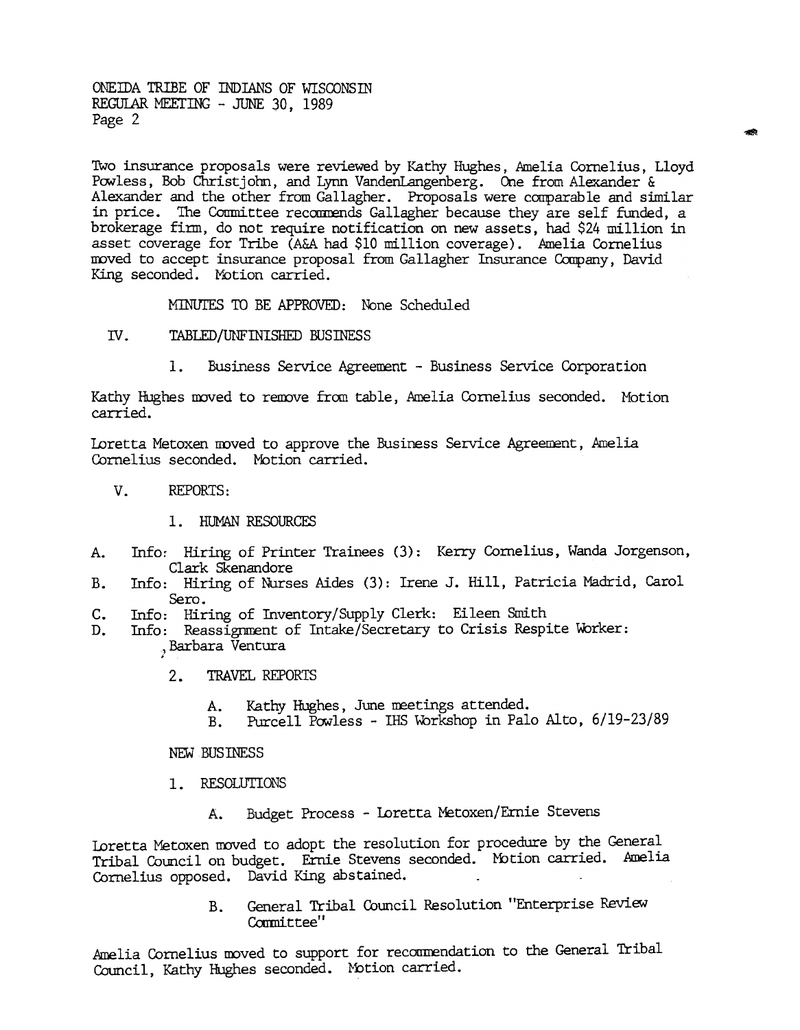Two insurance proposals were reviewed by Kathy Hughes, Amelia Cornelius, Lloyd Powless, Bob Christjohn, and Lynn VandenLangenberg. One from Alexander & Alexander and the other from Gallagher. Proposals were comparable and similar in price. The Committee recommends Gallagher because they are self funded, a brokerage firm, do not require notification on new assets, had $24 million in asset coverage for Tribe (A&A had $10 million coverage). Amelia Cornelius moved to accept insurance proposal from Gallagher Insurance Company, David King seconded. Motion carried.

MINUTES TO BE APPROVED: None Scheduled

IV. TABLED/UNFINISHED BUSINESS

1. Business Service Agreement - Business Service Corporation

Kathy Hughes moved to remove from table, Amelia Cornelius seconded. Motion carried.

Loretta Metoxen moved to approve the Business Service Agreement, Amelia Cornelius seconded. Motion carried.

V. REPORTS:

1. HUMAN RESOURCES

A. Info: Hiring of Printer Trainees (3): Kerry Cornelius, Wanda Jorgenson, Clark Skenandore
B. Info: Hiring of Nurses Aides (3): Irene J. Hill, Patricia Madrid, Carol Sero.
C. Info: Hiring of Inventory/Supply Clerk: Eileen Smith
D. Info: Reassignment of Intake/Secretary to Crisis Respite Worker: Barbara Ventura

2. TRAVEL REPORTS

A. Kathy Hughes, June meetings attended.
B. Purcell Powless - IHS Workshop in Palo Alto, 6/19-23/89

NEW BUSINESS

1. RESOLUTIONS

A. Budget Process - Loretta Metoxen/Ernie Stevens

Loretta Metoxen moved to adopt the resolution for procedure by the General Tribal Council on budget. Ernie Stevens seconded. Motion carried. Amelia Cornelius opposed. David King abstained.

B. General Tribal Council Resolution "Enterprise Review Committee"

Amelia Cornelius moved to support for recommendation to the General Tribal Council, Kathy Hughes seconded. Motion carried.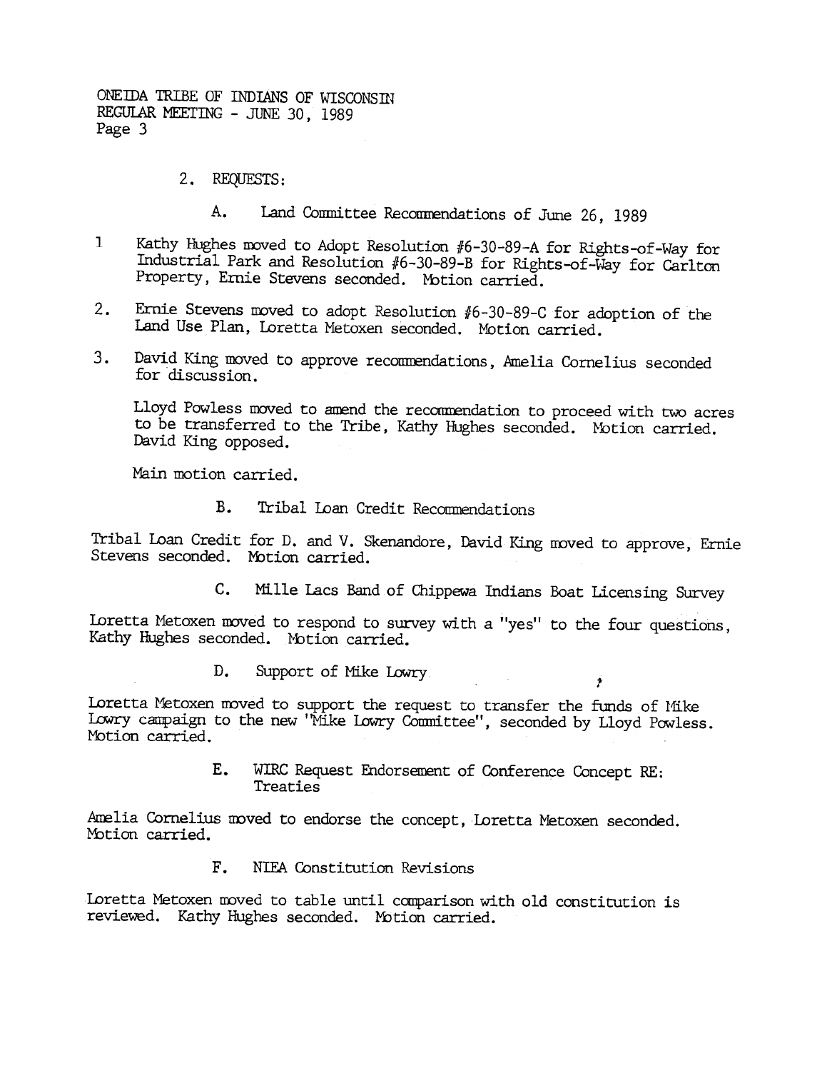2. REQUESTS:

A. Land Committee Recommendations of June 26, 1989

1 Kathy Hughes moved to Adopt Resolution #6-30-89-A for Rights-of-Way for Industrial Park and Resolution #6-30-89-B for Rights-of-Way for Carlton Property, Ernie Stevens seconded. Motion carried.

2. Ernie Stevens moved to adopt Resolution #6-30-89-C for adoption of the Land Use Plan, Loretta Metoxen seconded. Motion carried.

3. David King moved to approve recommendations, Amelia Cornelius seconded for discussion.

   Lloyd Powless moved to amend the recommendation to proceed with two acres to be transferred to the Tribe, Kathy Hughes seconded. Motion carried. David King opposed.

   Main motion carried.

B. Tribal Loan Credit Recommendations

Tribal Loan Credit for D. and V. Skenandore, David King moved to approve, Ernie Stevens seconded. Motion carried.

C. Mille Lacs Band of Chippewa Indians Boat Licensing Survey

Loretta Metoxen moved to respond to survey with a "yes" to the four questions, Kathy Hughes seconded. Motion carried.

D. Support of Mike Lowry

Loretta Metoxen moved to support the request to transfer the funds of Mike Lowry campaign to the new "Mike Lowry Committee", seconded by Lloyd Powless. Motion carried.

E. WIRC Request Endorsement of Conference Concept RE: Treaties

Amelia Cornelius moved to endorse the concept, Loretta Metoxen seconded. Motion carried.

F. NIEA Constitution Revisions

Loretta Metoxen moved to table until comparison with old constitution is reviewed. Kathy Hughes seconded. Motion carried.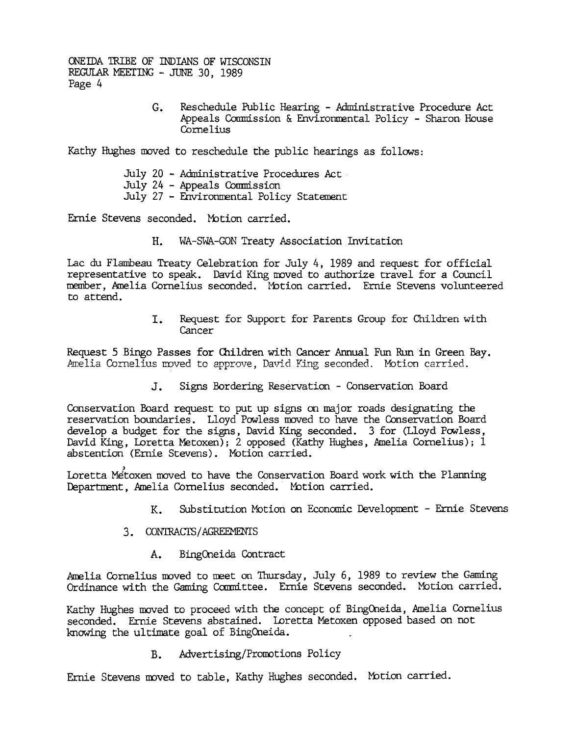G. Reschedule Public Hearing - Administrative Procedure Act Appeals Commission & Environmental Policy - Sharon House Cornelius

Kathy Hughes moved to reschedule the public hearings as follows:

- July 20 - Administrative Procedures Act
- July 24 - Appeals Commission
- July 27 - Environmental Policy Statement

Ernie Stevens seconded. Motion carried.

H. WA-SWA-GON Treaty Association Invitation

Lac du Flambeau Treaty Celebration for July 4, 1989 and request for official representative to speak. David King moved to authorize travel for a Council member, Amelia Cornelius seconded. Motion carried. Ernie Stevens volunteered to attend.

I. Request for Support for Parents Group for Children with Cancer

Request 5 Bingo Passes for Children with Cancer Annual Fun Run in Green Bay. Amelia Cornelius moved to approve, David King seconded. Motion carried.

J. Signs Bordering Reservation - Conservation Board

Conservation Board request to put up signs on major roads designating the reservation boundaries. Lloyd Powless moved to have the Conservation Board develop a budget for the signs, David King seconded. 3 for (Lloyd Powless, David King, Loretta Metoxen); 2 opposed (Kathy Hughes, Amelia Cornelius); 1 abstention (Ernie Stevens). Motion carried.

Loretta Métoxen moved to have the Conservation Board work with the Planning Department, Amelia Cornelius seconded. Motion carried.

K. Substitution Motion on Economic Development - Ernie Stevens

3. CONTRACTS/AGREEMENTS

A. BingOneida Contract

Amelia Cornelius moved to meet on Thursday, July 6, 1989 to review the Gaming Ordinance with the Gaming Committee. Ernie Stevens seconded. Motion carried.

Kathy Hughes moved to proceed with the concept of BingOneida, Amelia Cornelius seconded. Ernie Stevens abstained. Loretta Metoxen opposed based on not knowing the ultimate goal of BingOneida.

B. Advertising/Promotions Policy

Ernie Stevens moved to table, Kathy Hughes seconded. Motion carried.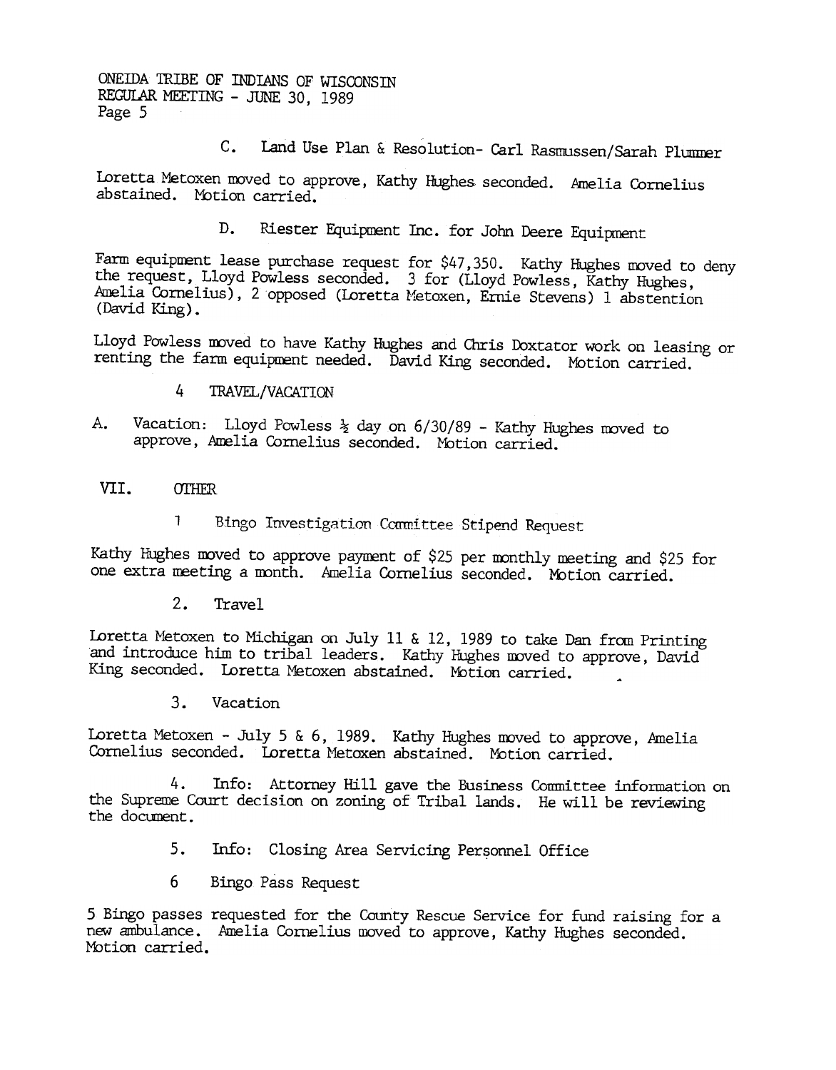C. Land Use Plan & Resolution- Carl Rasmussen/Sarah Plummer

Loretta Metoxen moved to approve, Kathy Hughes seconded. Amelia Cornelius abstained. Motion carried.

D. Riester Equipment Inc. for John Deere Equipment

Farm equipment lease purchase request for $47,350. Kathy Hughes moved to deny the request, Lloyd Powless seconded. 3 for (Lloyd Powless, Kathy Hughes, Amelia Cornelius), 2 opposed (Loretta Metoxen, Ernie Stevens) 1 abstention (David King).

Lloyd Powless moved to have Kathy Hughes and Chris Doxtator work on leasing or renting the farm equipment needed. David King seconded. Motion carried.

4 TRAVEL/VACATION

A. Vacation: Lloyd Powless ½ day on 6/30/89 - Kathy Hughes moved to approve, Amelia Cornelius seconded. Motion carried.

VII. OTHER

1 Bingo Investigation Committee Stipend Request

Kathy Hughes moved to approve payment of $25 per monthly meeting and $25 for one extra meeting a month. Amelia Cornelius seconded. Motion carried.

2. Travel

Loretta Metoxen to Michigan on July 11 & 12, 1989 to take Dan from Printing and introduce him to tribal leaders. Kathy Hughes moved to approve, David King seconded. Loretta Metoxen abstained. Motion carried.

3. Vacation

Loretta Metoxen - July 5 & 6, 1989. Kathy Hughes moved to approve, Amelia Cornelius seconded. Loretta Metoxen abstained. Motion carried.

4. Info: Attorney Hill gave the Business Committee information on the Supreme Court decision on zoning of Tribal lands. He will be reviewing the document.

5. Info: Closing Area Servicing Personnel Office

6 Bingo Pass Request

5 Bingo passes requested for the County Rescue Service for fund raising for a new ambulance. Amelia Cornelius moved to approve, Kathy Hughes seconded. Motion carried.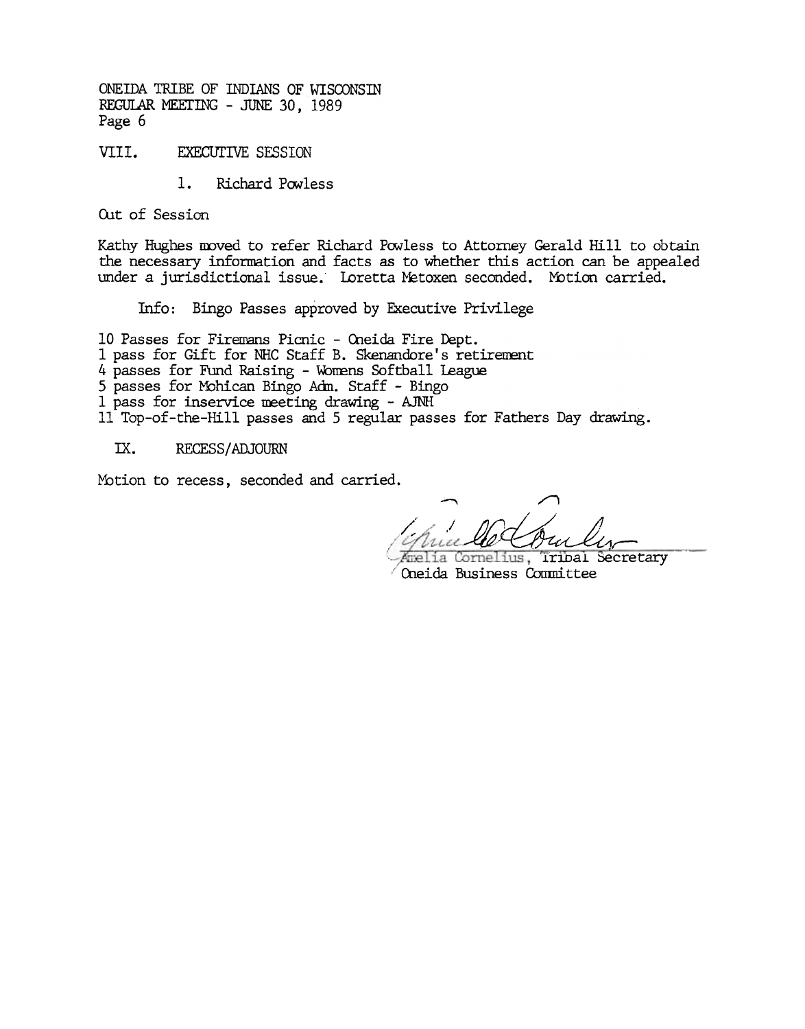ONEIDA TRIBE OF INDIANS OF WISCONSIN
REGULAR MEETING - JUNE 30, 1989
Page 6

VIII. EXECUTIVE SESSION

1. Richard Powless

Out of Session

Kathy Hughes moved to refer Richard Powless to Attorney Gerald Hill to obtain the necessary information and facts as to whether this action can be appealed under a jurisdictional issue. Loretta Metoxen seconded. Motion carried.

Info: Bingo Passes approved by Executive Privilege

10 Passes for Firemans Picnic - Oneida Fire Dept.
1 pass for Gift for NHC Staff B. Skenandore's retirement
4 passes for Fund Raising - Womens Softball League
5 passes for Mohican Bingo Adm. Staff - Bingo
1 pass for inservice meeting drawing - AJNH
11 Top-of-the-Hill passes and 5 regular passes for Fathers Day drawing.

IX. RECESS/ADJOURN

Motion to recess, seconded and carried.

Amelia Cornelius, Tribal Secretary
Oneida Business Committee